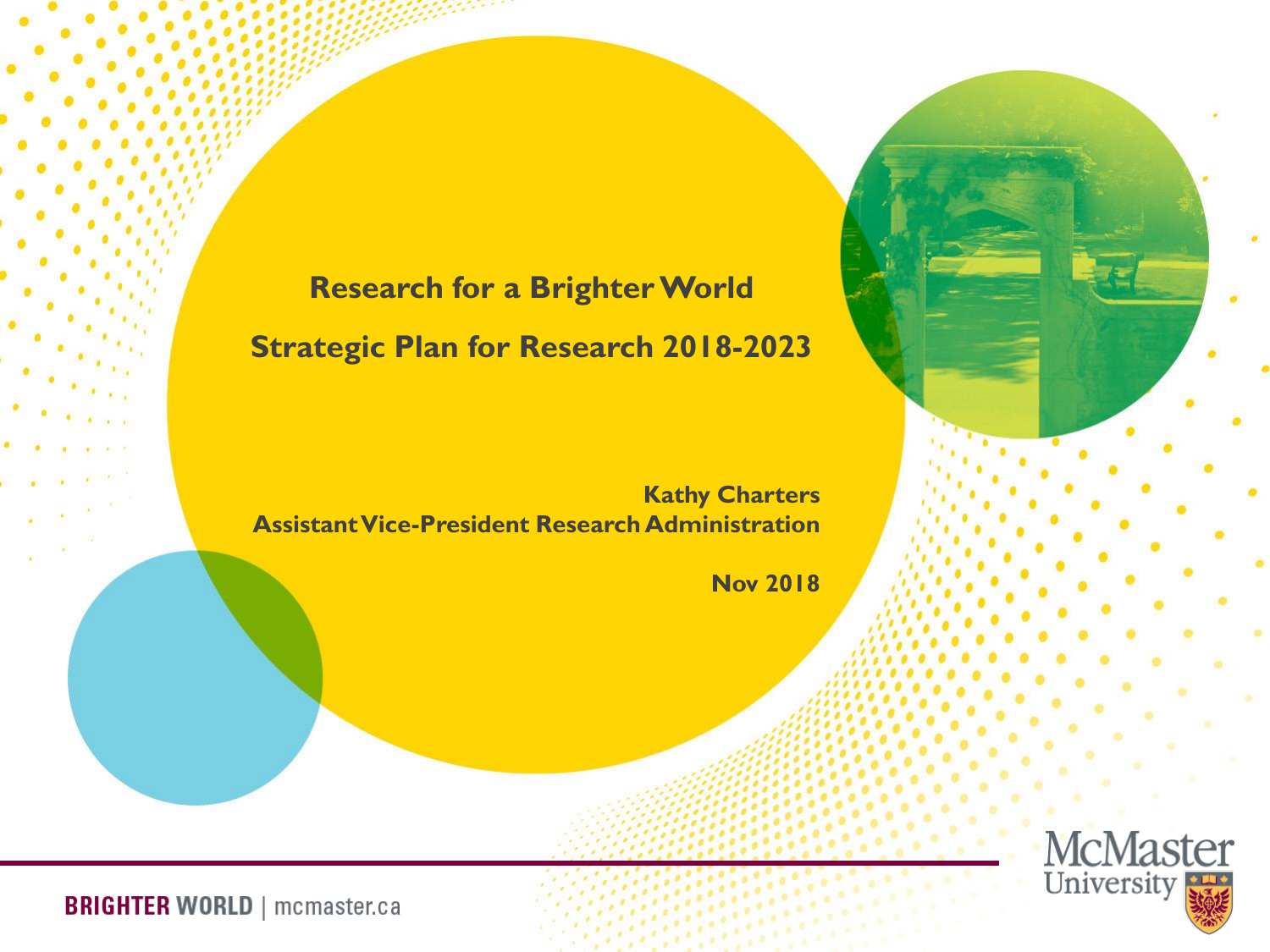# Research for a Brighter World

## Strategic Plan for Research 2018-2023

**Kathy Charters**
**Assistant Vice-President Research Administration**

**Nov 2018**

**BRIGHTER WORLD** | mcmaster.ca

McMaster University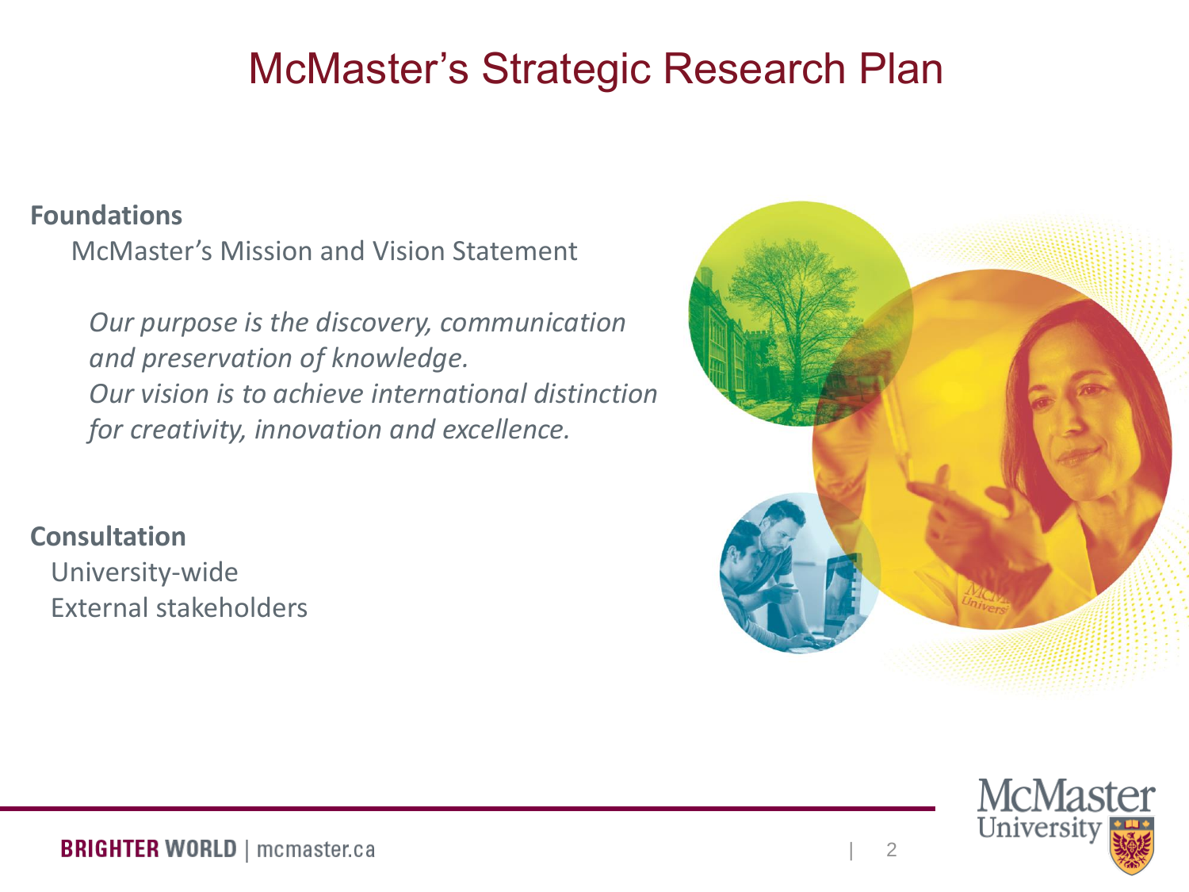# McMaster's Strategic Research Plan

**Foundations**

McMaster's Mission and Vision Statement

*Our purpose is the discovery, communication and preservation of knowledge.*
*Our vision is to achieve international distinction for creativity, innovation and excellence.*

**Consultation**

University-wide

External stakeholders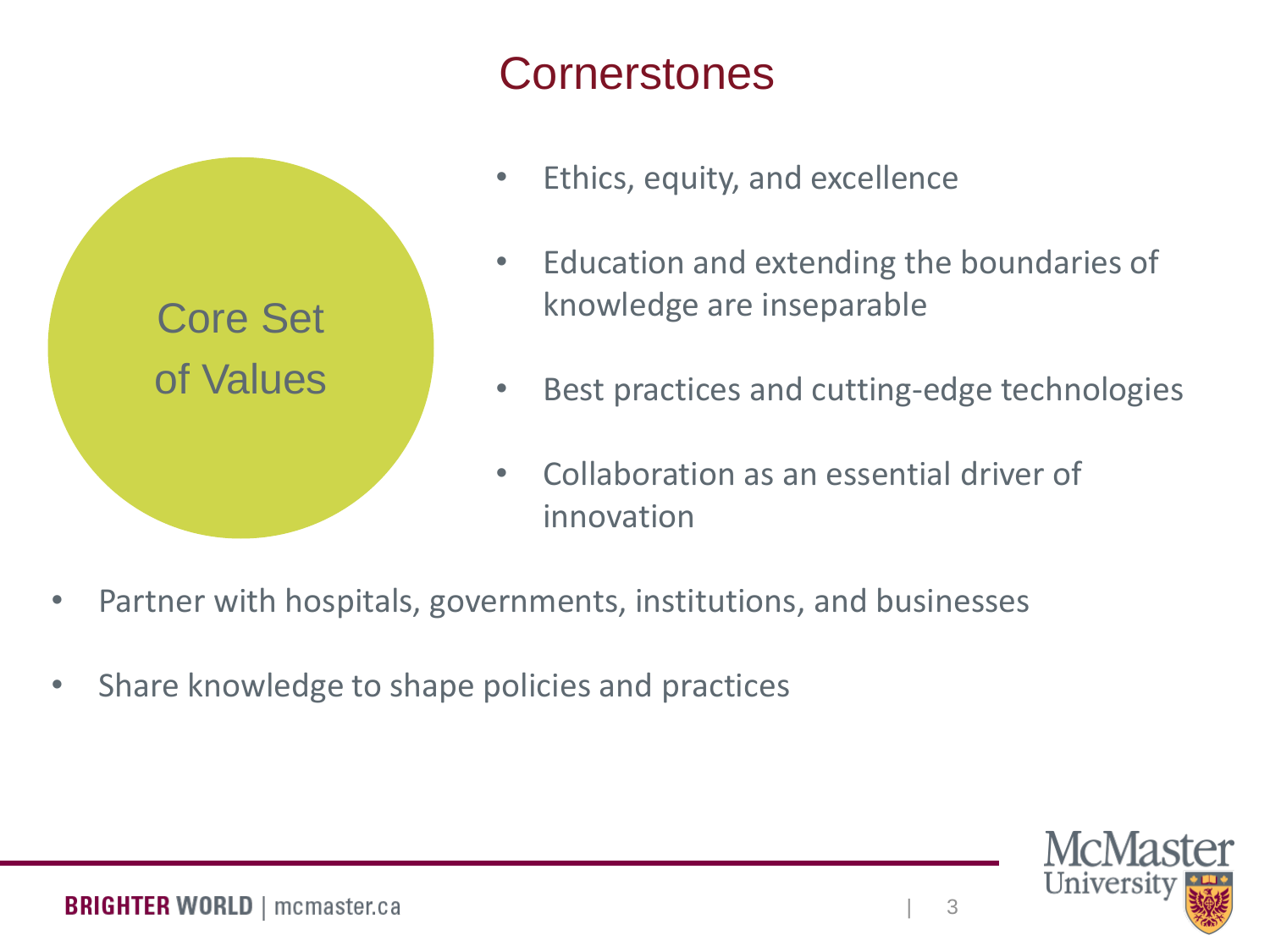# Cornerstones

Core Set of Values

- Ethics, equity, and excellence
- Education and extending the boundaries of knowledge are inseparable
- Best practices and cutting-edge technologies
- Collaboration as an essential driver of innovation

- Partner with hospitals, governments, institutions, and businesses
- Share knowledge to shape policies and practices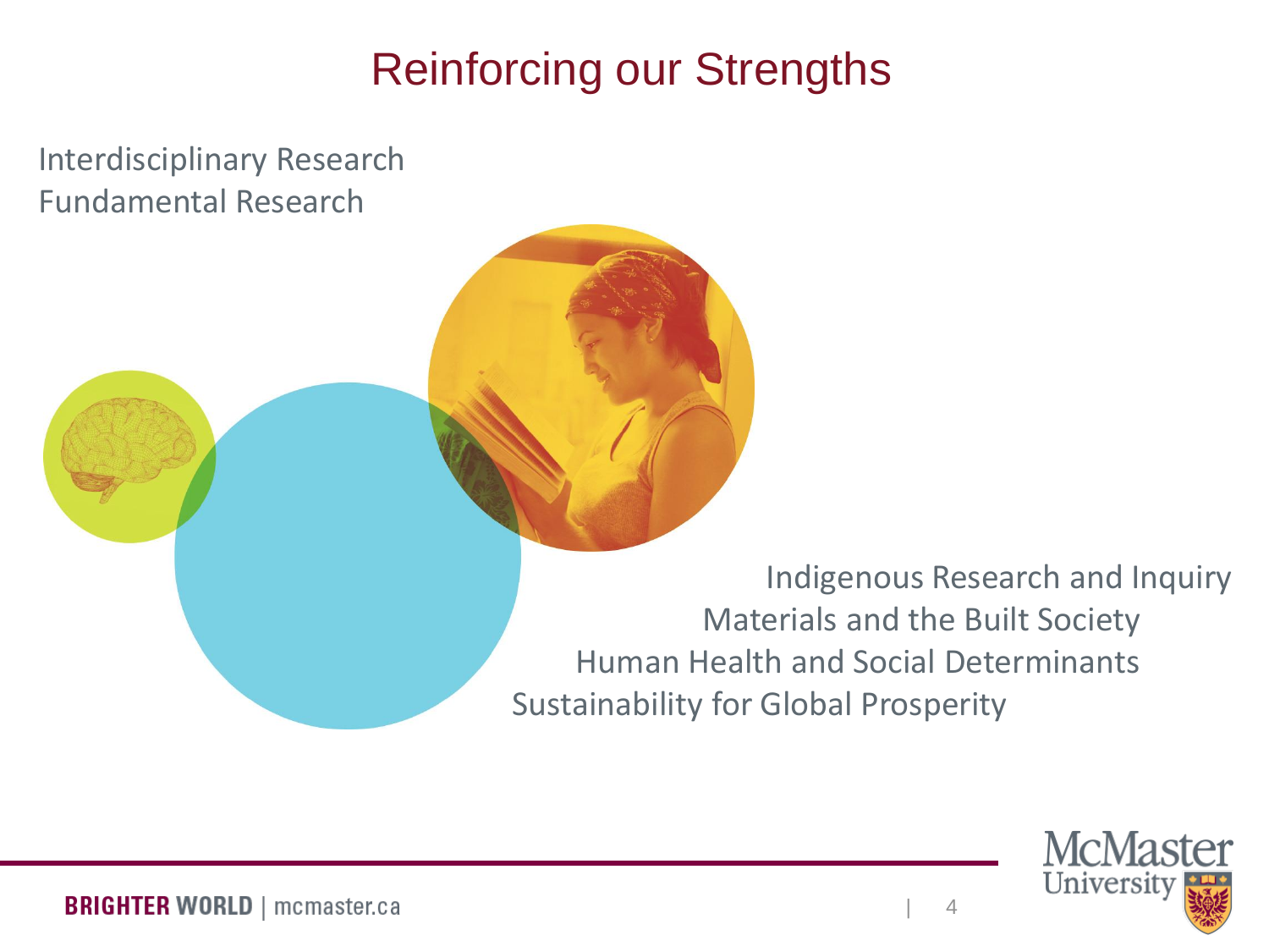# Reinforcing our Strengths

Interdisciplinary Research
Fundamental Research

Indigenous Research and Inquiry
Materials and the Built Society
Human Health and Social Determinants
Sustainability for Global Prosperity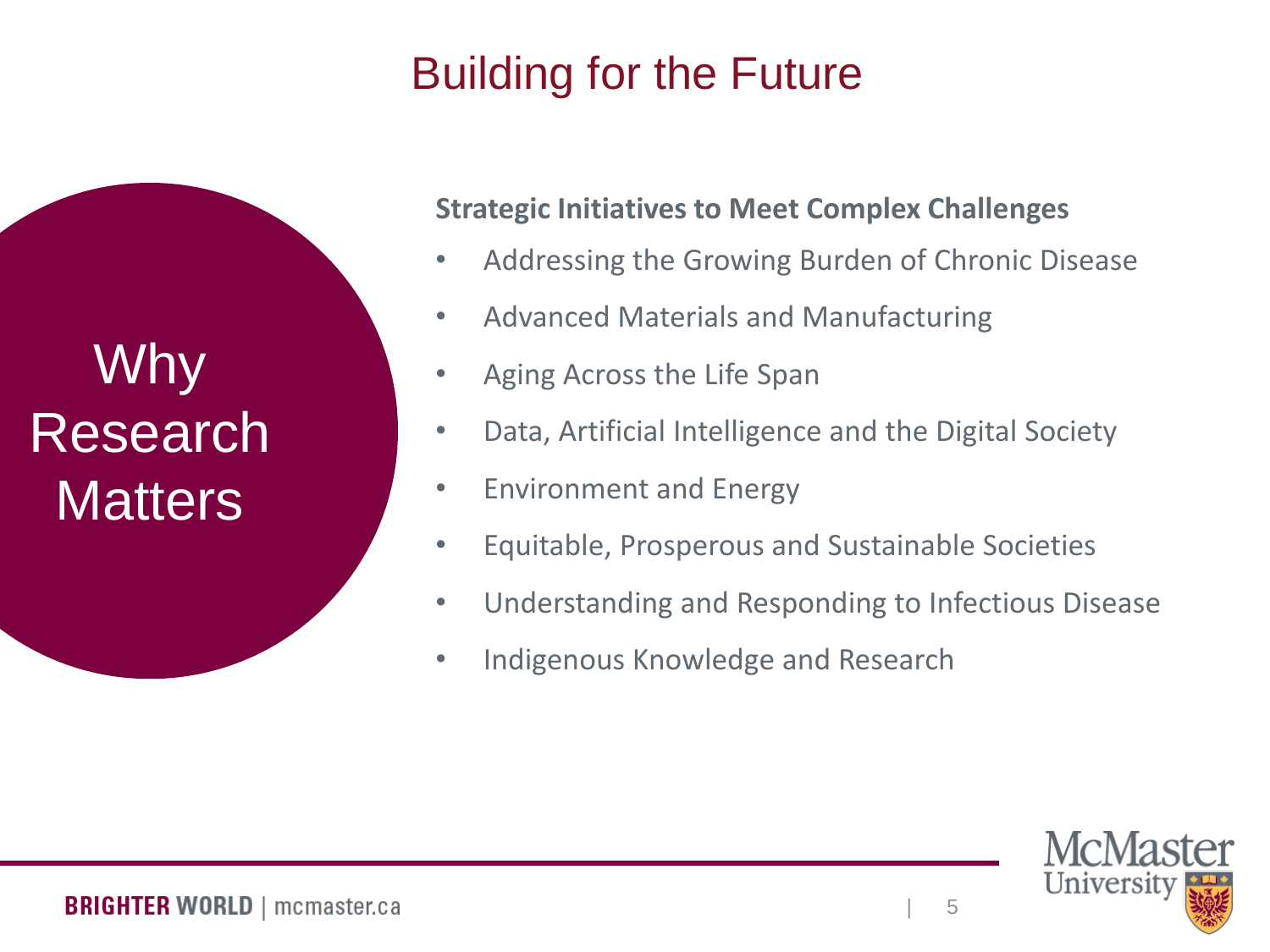# Building for the Future

## Why Research Matters

**Strategic Initiatives to Meet Complex Challenges**

- Addressing the Growing Burden of Chronic Disease
- Advanced Materials and Manufacturing
- Aging Across the Life Span
- Data, Artificial Intelligence and the Digital Society
- Environment and Energy
- Equitable, Prosperous and Sustainable Societies
- Understanding and Responding to Infectious Disease
- Indigenous Knowledge and Research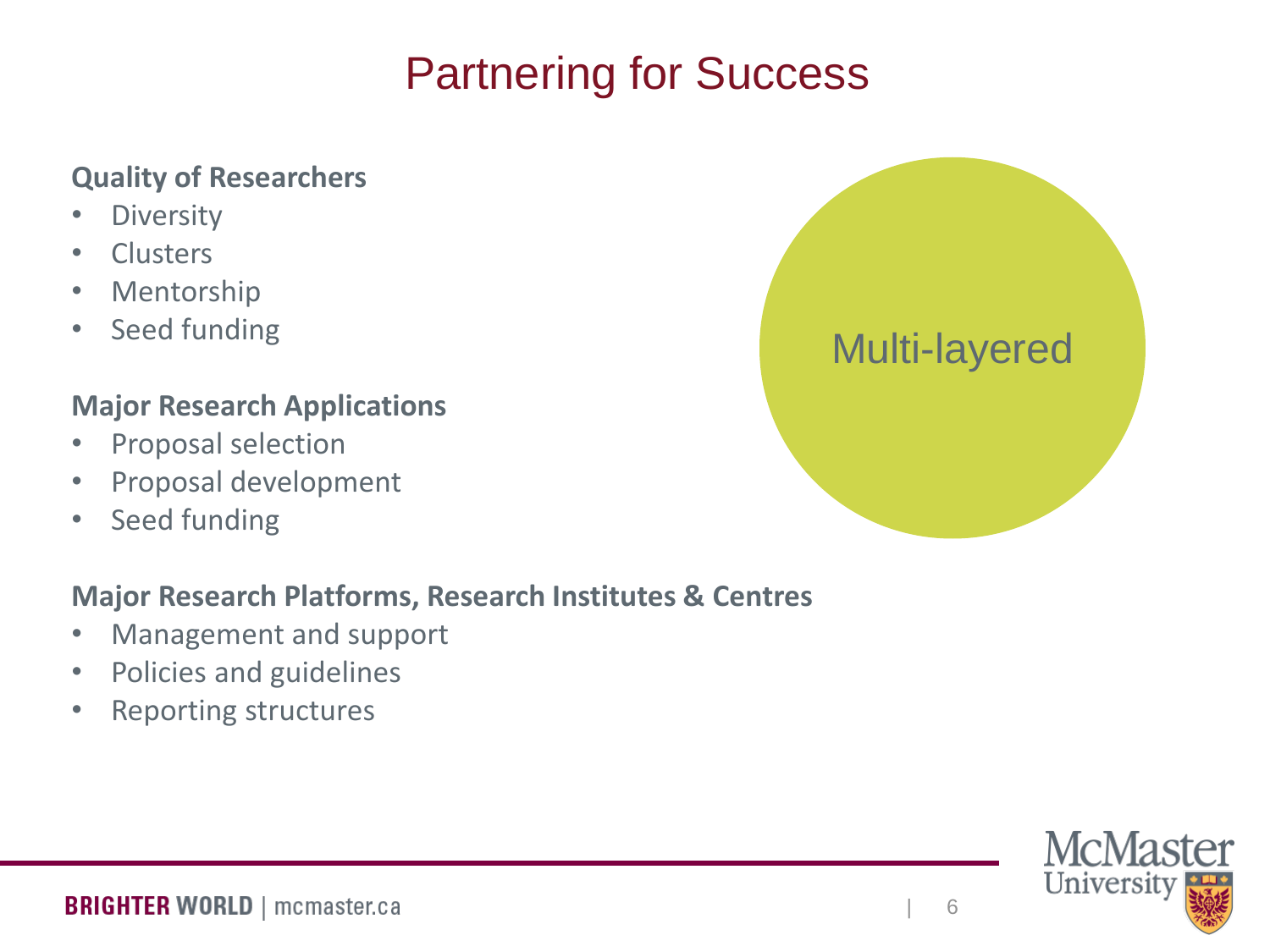# Partnering for Success

**Quality of Researchers**

- Diversity
- Clusters
- Mentorship
- Seed funding

**Major Research Applications**

- Proposal selection
- Proposal development
- Seed funding

**Major Research Platforms, Research Institutes & Centres**

- Management and support
- Policies and guidelines
- Reporting structures

Multi-layered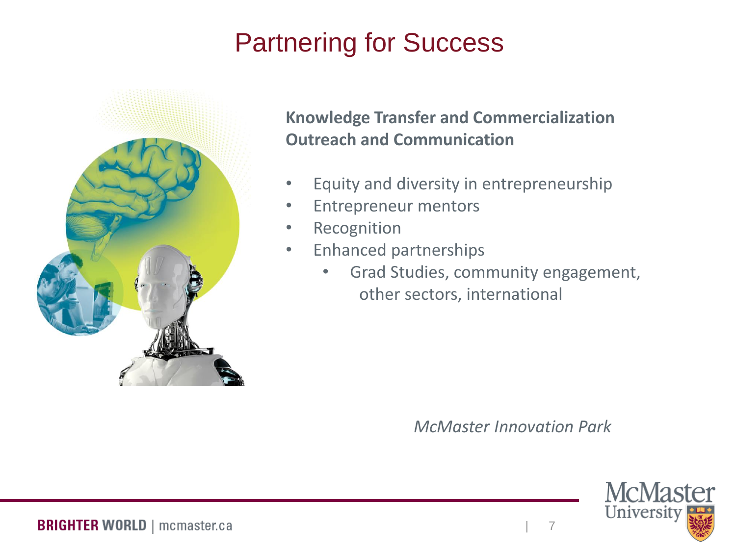# Partnering for Success

**Knowledge Transfer and Commercialization**
**Outreach and Communication**

- Equity and diversity in entrepreneurship
- Entrepreneur mentors
- Recognition
- Enhanced partnerships
    - Grad Studies, community engagement, other sectors, international

*McMaster Innovation Park*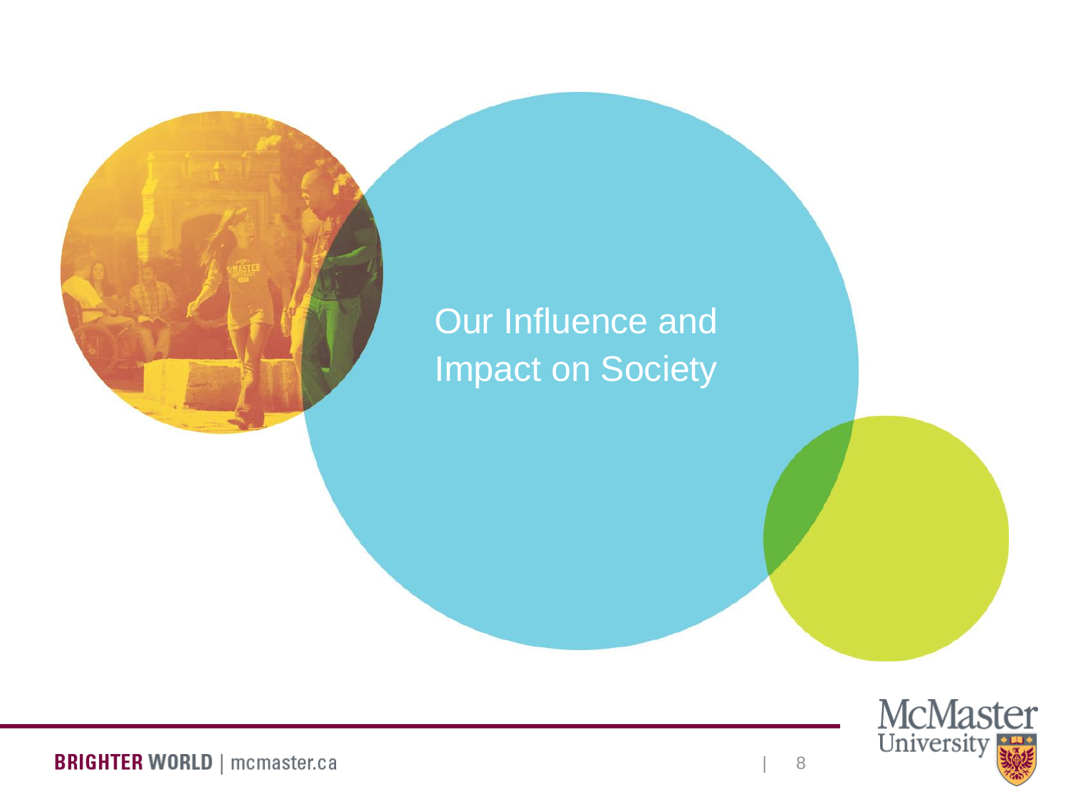# Our Influence and Impact on Society